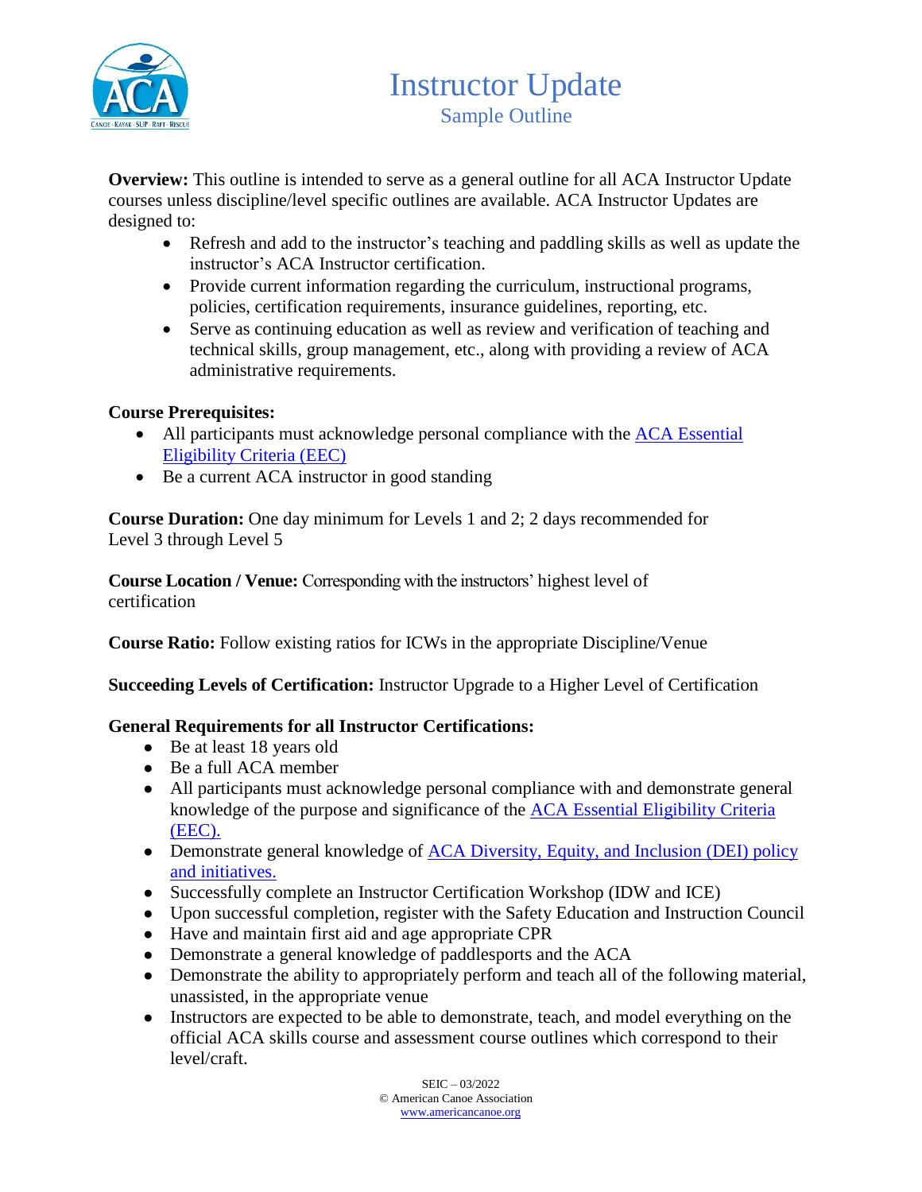# Instructor Update

## Sample Outline

**Overview:** This outline is intended to serve as a general outline for all ACA Instructor Update courses unless discipline/level specific outlines are available. ACA Instructor Updates are designed to:

- Refresh and add to the instructor's teaching and paddling skills as well as update the instructor's ACA Instructor certification.
- Provide current information regarding the curriculum, instructional programs, policies, certification requirements, insurance guidelines, reporting, etc.
- Serve as continuing education as well as review and verification of teaching and technical skills, group management, etc., along with providing a review of ACA administrative requirements.

**Course Prerequisites:**

- All participants must acknowledge personal compliance with the ACA Essential Eligibility Criteria (EEC)
- Be a current ACA instructor in good standing

**Course Duration:** One day minimum for Levels 1 and 2; 2 days recommended for Level 3 through Level 5

**Course Location / Venue:** Corresponding with the instructors' highest level of certification

**Course Ratio:** Follow existing ratios for ICWs in the appropriate Discipline/Venue

**Succeeding Levels of Certification:** Instructor Upgrade to a Higher Level of Certification

**General Requirements for all Instructor Certifications:**

- Be at least 18 years old
- Be a full ACA member
- All participants must acknowledge personal compliance with and demonstrate general knowledge of the purpose and significance of the ACA Essential Eligibility Criteria (EEC).
- Demonstrate general knowledge of ACA Diversity, Equity, and Inclusion (DEI) policy and initiatives.
- Successfully complete an Instructor Certification Workshop (IDW and ICE)
- Upon successful completion, register with the Safety Education and Instruction Council
- Have and maintain first aid and age appropriate CPR
- Demonstrate a general knowledge of paddlesports and the ACA
- Demonstrate the ability to appropriately perform and teach all of the following material, unassisted, in the appropriate venue
- Instructors are expected to be able to demonstrate, teach, and model everything on the official ACA skills course and assessment course outlines which correspond to their level/craft.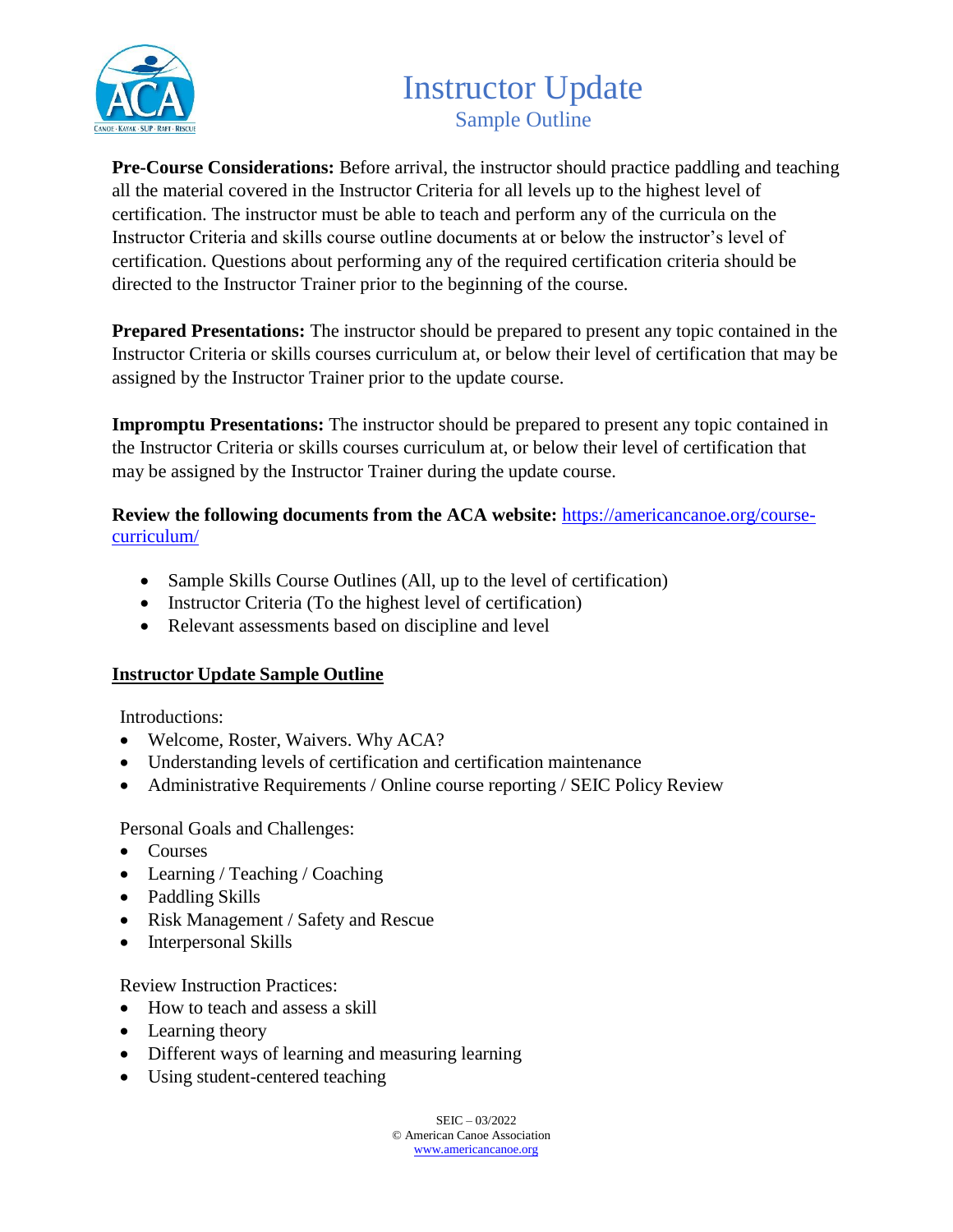# Instructor Update

## Sample Outline

**Pre-Course Considerations:** Before arrival, the instructor should practice paddling and teaching all the material covered in the Instructor Criteria for all levels up to the highest level of certification. The instructor must be able to teach and perform any of the curricula on the Instructor Criteria and skills course outline documents at or below the instructor's level of certification. Questions about performing any of the required certification criteria should be directed to the Instructor Trainer prior to the beginning of the course.

**Prepared Presentations:** The instructor should be prepared to present any topic contained in the Instructor Criteria or skills courses curriculum at, or below their level of certification that may be assigned by the Instructor Trainer prior to the update course.

**Impromptu Presentations:** The instructor should be prepared to present any topic contained in the Instructor Criteria or skills courses curriculum at, or below their level of certification that may be assigned by the Instructor Trainer during the update course.

**Review the following documents from the ACA website:** [https://americancanoe.org/course-curriculum/](https://americancanoe.org/course-curriculum/)

- Sample Skills Course Outlines (All, up to the level of certification)
- Instructor Criteria (To the highest level of certification)
- Relevant assessments based on discipline and level

**<u>Instructor Update Sample Outline</u>**

Introductions:

- Welcome, Roster, Waivers. Why ACA?
- Understanding levels of certification and certification maintenance
- Administrative Requirements / Online course reporting / SEIC Policy Review

Personal Goals and Challenges:

- Courses
- Learning / Teaching / Coaching
- Paddling Skills
- Risk Management / Safety and Rescue
- Interpersonal Skills

Review Instruction Practices:

- How to teach and assess a skill
- Learning theory
- Different ways of learning and measuring learning
- Using student-centered teaching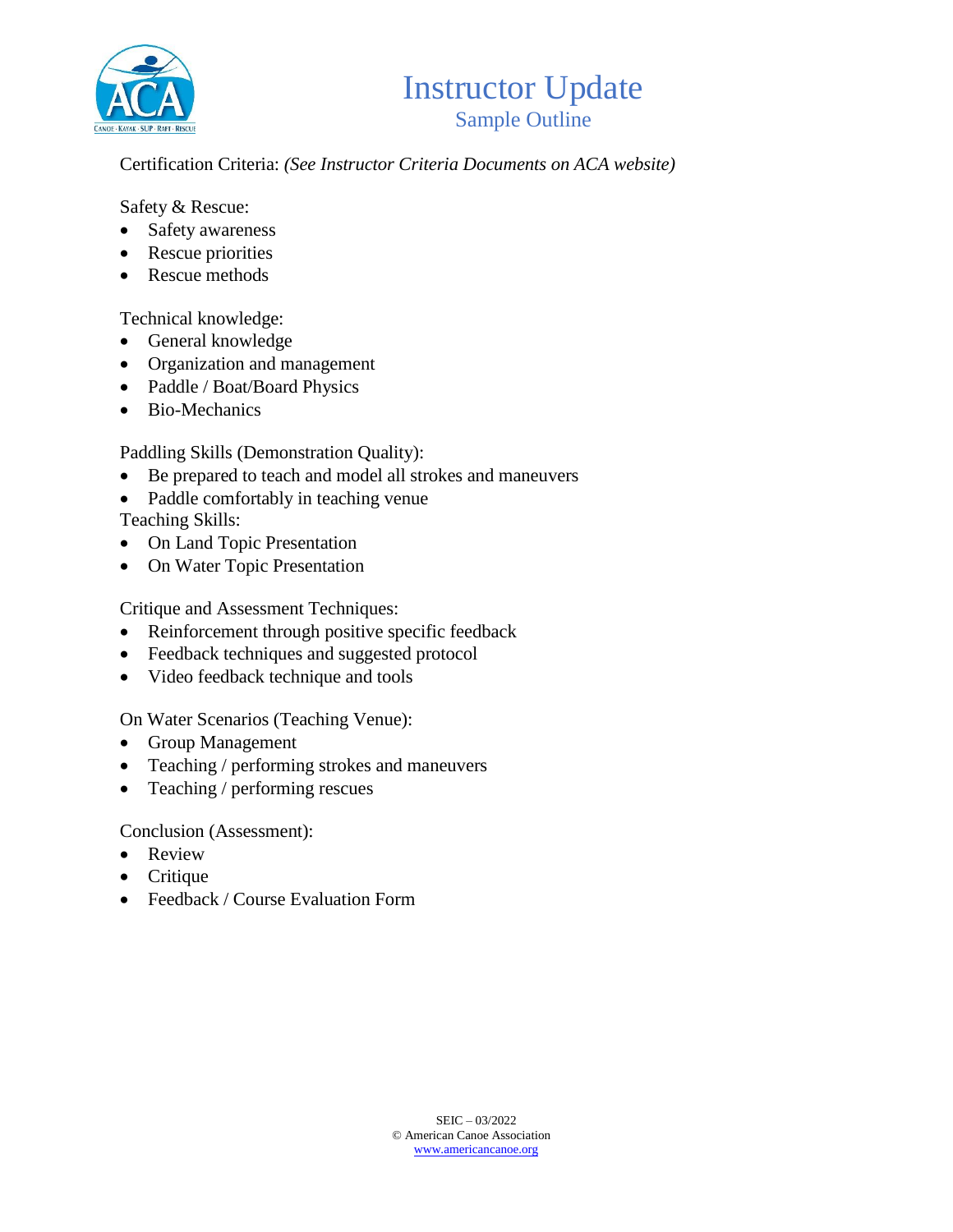# Instructor Update

## Sample Outline

Certification Criteria: *(See Instructor Criteria Documents on ACA website)*

Safety & Rescue:

- Safety awareness
- Rescue priorities
- Rescue methods

Technical knowledge:

- General knowledge
- Organization and management
- Paddle / Boat/Board Physics
- Bio-Mechanics

Paddling Skills (Demonstration Quality):

- Be prepared to teach and model all strokes and maneuvers
- Paddle comfortably in teaching venue

Teaching Skills:

- On Land Topic Presentation
- On Water Topic Presentation

Critique and Assessment Techniques:

- Reinforcement through positive specific feedback
- Feedback techniques and suggested protocol
- Video feedback technique and tools

On Water Scenarios (Teaching Venue):

- Group Management
- Teaching / performing strokes and maneuvers
- Teaching / performing rescues

Conclusion (Assessment):

- Review
- Critique
- Feedback / Course Evaluation Form